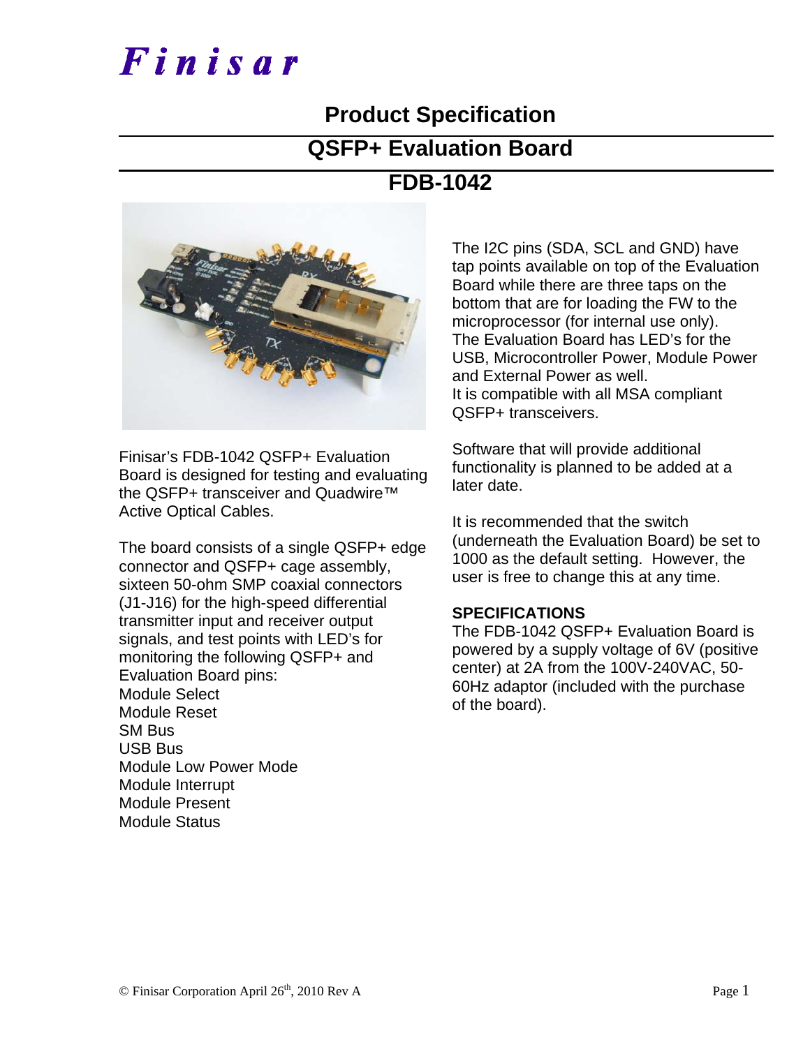# Finisar

## Product Specification

## QSFP+ Evaluation Board

## FDB-1042

Finisar's FDB-1042 QSFP+ Evaluation Board is designed for testing and evaluating the QSFP+ transceiver and Quadwire™ Active Optical Cables.

The board consists of a single QSFP+ edge connector and QSFP+ cage assembly, sixteen 50-ohm SMP coaxial connectors (J1-J16) for the high-speed differential transmitter input and receiver output signals, and test points with LED's for monitoring the following QSFP+ and Evaluation Board pins:

Module Select
Module Reset
SM Bus
USB Bus
Module Low Power Mode
Module Interrupt
Module Present
Module Status

The I2C pins (SDA, SCL and GND) have tap points available on top of the Evaluation Board while there are three taps on the bottom that are for loading the FW to the microprocessor (for internal use only).
The Evaluation Board has LED's for the USB, Microcontroller Power, Module Power and External Power as well.
It is compatible with all MSA compliant QSFP+ transceivers.

Software that will provide additional functionality is planned to be added at a later date.

It is recommended that the switch (underneath the Evaluation Board) be set to 1000 as the default setting. However, the user is free to change this at any time.

**SPECIFICATIONS**

The FDB-1042 QSFP+ Evaluation Board is powered by a supply voltage of 6V (positive center) at 2A from the 100V-240VAC, 50-60Hz adaptor (included with the purchase of the board).

© Finisar Corporation April 26th, 2010 Rev A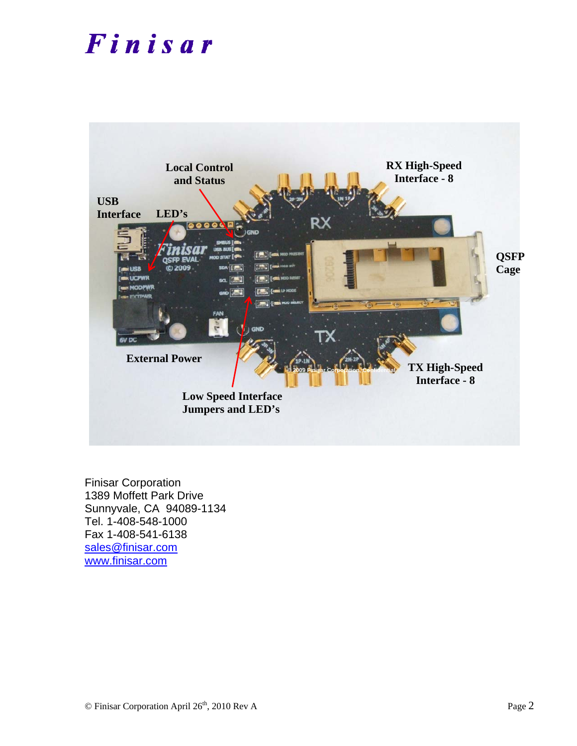Local Control and Status

RX High-Speed Interface - 8

USB Interface

LED's

QSFP Cage

External Power

TX High-Speed Interface - 8

Low Speed Interface Jumpers and LED's

Finisar Corporation
1389 Moffett Park Drive
Sunnyvale, CA 94089-1134
Tel. 1-408-548-1000
Fax 1-408-541-6138
[sales@finisar.com](mailto:sales@finisar.com)
[www.finisar.com](http://www.finisar.com)